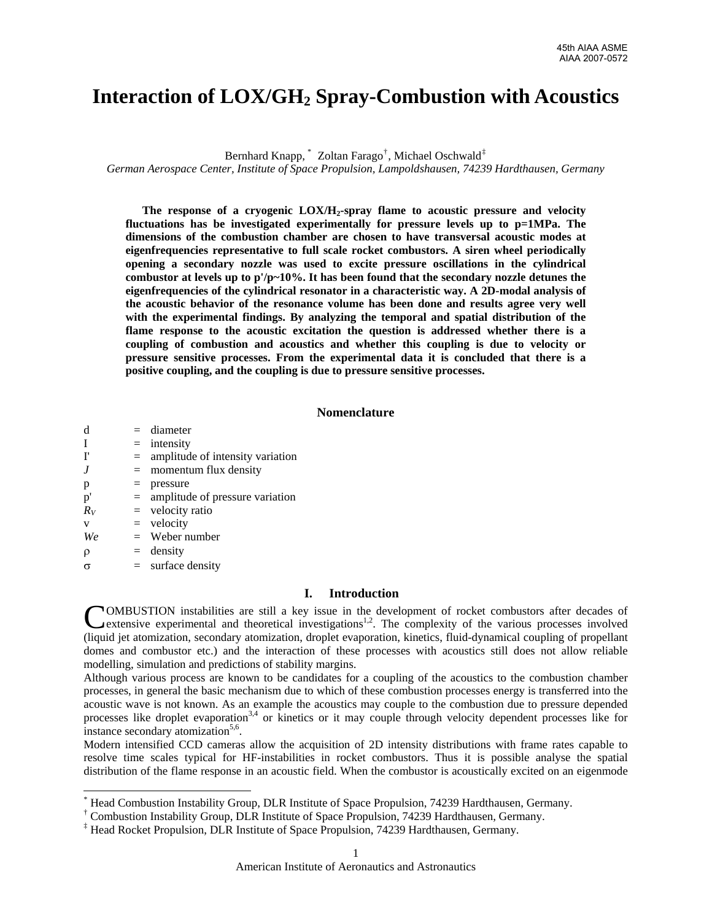# Interaction of LOX/$GH_2$ Spray-Combustion with Acoustics

Bernhard Knapp, [*] Zoltan Farago[†], Michael Oschwald[‡]

*German Aerospace Center, Institute of Space Propulsion, Lampoldshausen, 74239 Hardthausen, Germany*

**The response of a cryogenic LOX/$H_2$-spray flame to acoustic pressure and velocity fluctuations has be investigated experimentally for pressure levels up to p=1MPa. The dimensions of the combustion chamber are chosen to have transversal acoustic modes at eigenfrequencies representative to full scale rocket combustors. A siren wheel periodically opening a secondary nozzle was used to excite pressure oscillations in the cylindrical combustor at levels up to p'/p~10%. It has been found that the secondary nozzle detunes the eigenfrequencies of the cylindrical resonator in a characteristic way. A 2D-modal analysis of the acoustic behavior of the resonance volume has been done and results agree very well with the experimental findings. By analyzing the temporal and spatial distribution of the flame response to the acoustic excitation the question is addressed whether there is a coupling of combustion and acoustics and whether this coupling is due to velocity or pressure sensitive processes. From the experimental data it is concluded that there is a positive coupling, and the coupling is due to pressure sensitive processes.**

## Nomenclature

| | | |
|---|---|---|
| d | = | diameter |
| I | = | intensity |
| I' | = | amplitude of intensity variation |
| *J* | = | momentum flux density |
| p | = | pressure |
| p' | = | amplitude of pressure variation |
| $R_V$ | = | velocity ratio |
| v | = | velocity |
| *We* | = | Weber number |
| $\rho$ | = | density |
| $\sigma$ | = | surface density |

## I. Introduction

COMBUSTION instabilities are still a key issue in the development of rocket combustors after decades of extensive experimental and theoretical investigations[1,2]. The complexity of the various processes involved (liquid jet atomization, secondary atomization, droplet evaporation, kinetics, fluid-dynamical coupling of propellant domes and combustor etc.) and the interaction of these processes with acoustics still does not allow reliable modelling, simulation and predictions of stability margins.

Although various process are known to be candidates for a coupling of the acoustics to the combustion chamber processes, in general the basic mechanism due to which of these combustion processes energy is transferred into the acoustic wave is not known. As an example the acoustics may couple to the combustion due to pressure depended processes like droplet evaporation[3,4] or kinetics or it may couple through velocity dependent processes like for instance secondary atomization[5,6].

Modern intensified CCD cameras allow the acquisition of 2D intensity distributions with frame rates capable to resolve time scales typical for HF-instabilities in rocket combustors. Thus it is possible analyse the spatial distribution of the flame response in an acoustic field. When the combustor is acoustically excited on an eigenmode

[*] Head Combustion Instability Group, DLR Institute of Space Propulsion, 74239 Hardthausen, Germany.

[†] Combustion Instability Group, DLR Institute of Space Propulsion, 74239 Hardthausen, Germany.

[‡] Head Rocket Propulsion, DLR Institute of Space Propulsion, 74239 Hardthausen, Germany.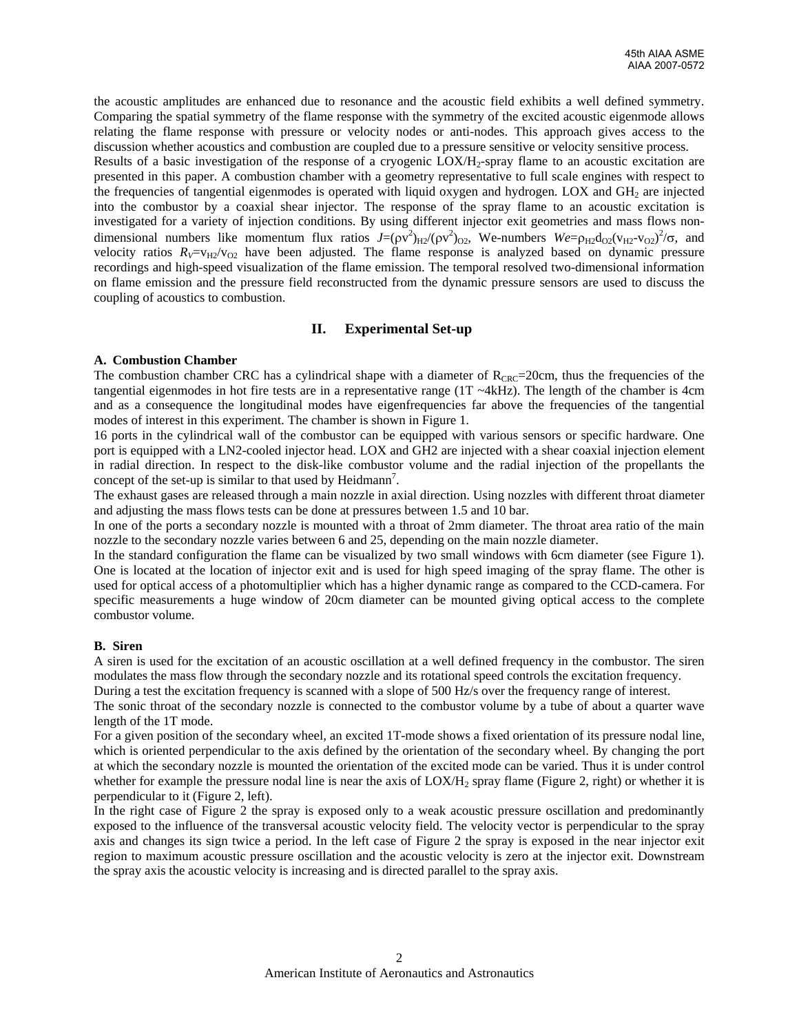the acoustic amplitudes are enhanced due to resonance and the acoustic field exhibits a well defined symmetry. Comparing the spatial symmetry of the flame response with the symmetry of the excited acoustic eigenmode allows relating the flame response with pressure or velocity nodes or anti-nodes. This approach gives access to the discussion whether acoustics and combustion are coupled due to a pressure sensitive or velocity sensitive process.

Results of a basic investigation of the response of a cryogenic LOX/$H_2$-spray flame to an acoustic excitation are presented in this paper. A combustion chamber with a geometry representative to full scale engines with respect to the frequencies of tangential eigenmodes is operated with liquid oxygen and hydrogen. LOX and $GH_2$ are injected into the combustor by a coaxial shear injector. The response of the spray flame to an acoustic excitation is investigated for a variety of injection conditions. By using different injector exit geometries and mass flows non-dimensional numbers like momentum flux ratios $J=(\rho v^2)_{H2}/(\rho v^2)_{O2}$, We-numbers $We=\rho_{H2}d_{O2}(v_{H2}-v_{O2})^2/\sigma$, and velocity ratios $R_V=v_{H2}/v_{O2}$ have been adjusted. The flame response is analyzed based on dynamic pressure recordings and high-speed visualization of the flame emission. The temporal resolved two-dimensional information on flame emission and the pressure field reconstructed from the dynamic pressure sensors are used to discuss the coupling of acoustics to combustion.

## II. Experimental Set-up

### A. Combustion Chamber

The combustion chamber CRC has a cylindrical shape with a diameter of $R_{CRC}$=20cm, thus the frequencies of the tangential eigenmodes in hot fire tests are in a representative range (1T ~4kHz). The length of the chamber is 4cm and as a consequence the longitudinal modes have eigenfrequencies far above the frequencies of the tangential modes of interest in this experiment. The chamber is shown in Figure 1.

16 ports in the cylindrical wall of the combustor can be equipped with various sensors or specific hardware. One port is equipped with a LN2-cooled injector head. LOX and GH2 are injected with a shear coaxial injection element in radial direction. In respect to the disk-like combustor volume and the radial injection of the propellants the concept of the set-up is similar to that used by Heidmann[7].

The exhaust gases are released through a main nozzle in axial direction. Using nozzles with different throat diameter and adjusting the mass flows tests can be done at pressures between 1.5 and 10 bar.

In one of the ports a secondary nozzle is mounted with a throat of 2mm diameter. The throat area ratio of the main nozzle to the secondary nozzle varies between 6 and 25, depending on the main nozzle diameter.

In the standard configuration the flame can be visualized by two small windows with 6cm diameter (see Figure 1). One is located at the location of injector exit and is used for high speed imaging of the spray flame. The other is used for optical access of a photomultiplier which has a higher dynamic range as compared to the CCD-camera. For specific measurements a huge window of 20cm diameter can be mounted giving optical access to the complete combustor volume.

### B. Siren

A siren is used for the excitation of an acoustic oscillation at a well defined frequency in the combustor. The siren modulates the mass flow through the secondary nozzle and its rotational speed controls the excitation frequency.

During a test the excitation frequency is scanned with a slope of 500 Hz/s over the frequency range of interest.

The sonic throat of the secondary nozzle is connected to the combustor volume by a tube of about a quarter wave length of the 1T mode.

For a given position of the secondary wheel, an excited 1T-mode shows a fixed orientation of its pressure nodal line, which is oriented perpendicular to the axis defined by the orientation of the secondary wheel. By changing the port at which the secondary nozzle is mounted the orientation of the excited mode can be varied. Thus it is under control whether for example the pressure nodal line is near the axis of LOX/$H_2$ spray flame (Figure 2, right) or whether it is perpendicular to it (Figure 2, left).

In the right case of Figure 2 the spray is exposed only to a weak acoustic pressure oscillation and predominantly exposed to the influence of the transversal acoustic velocity field. The velocity vector is perpendicular to the spray axis and changes its sign twice a period. In the left case of Figure 2 the spray is exposed in the near injector exit region to maximum acoustic pressure oscillation and the acoustic velocity is zero at the injector exit. Downstream the spray axis the acoustic velocity is increasing and is directed parallel to the spray axis.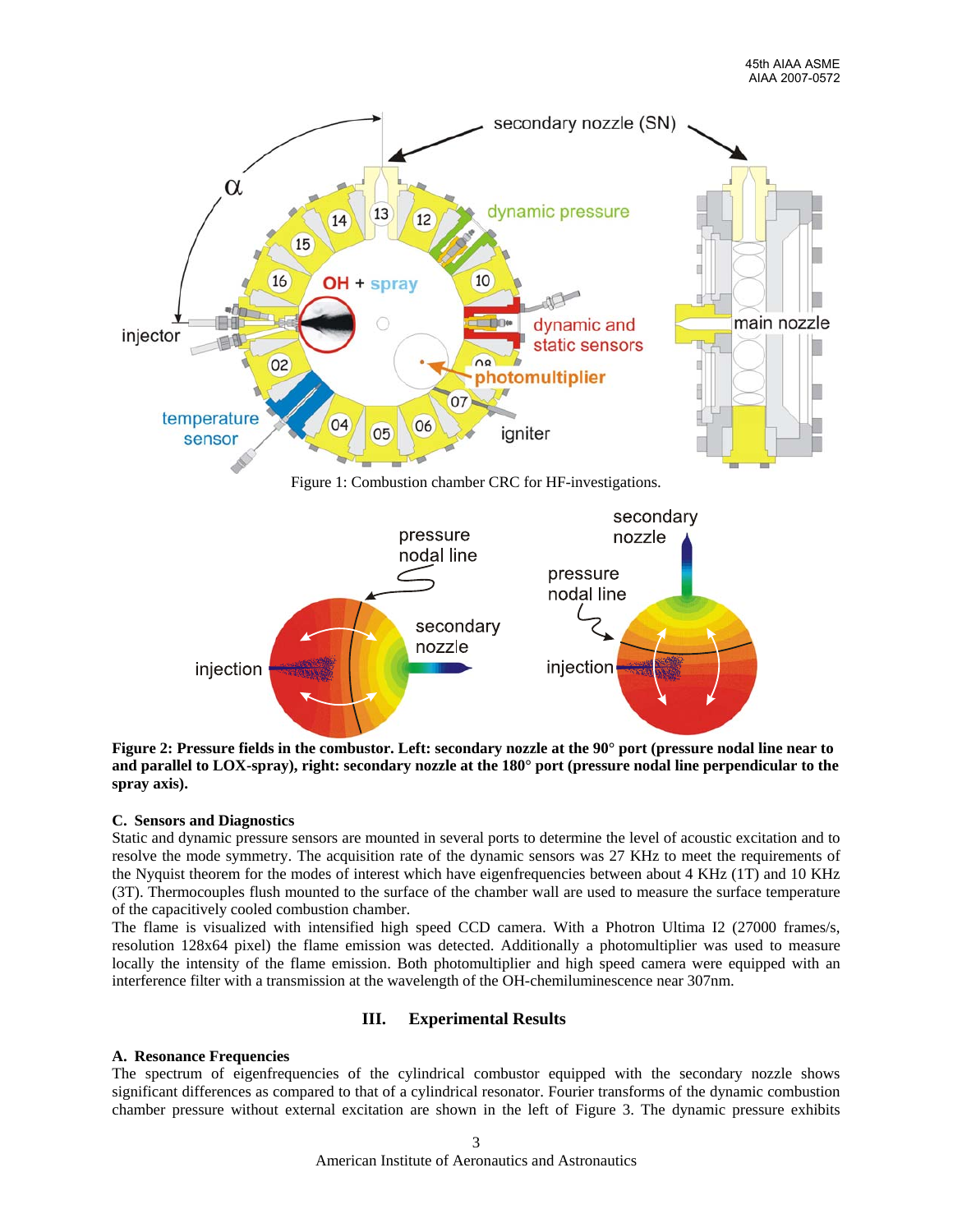Figure 1: Combustion chamber CRC for HF-investigations.

**Figure 2: Pressure fields in the combustor. Left: secondary nozzle at the 90° port (pressure nodal line near to and parallel to LOX-spray), right: secondary nozzle at the 180° port (pressure nodal line perpendicular to the spray axis).**

### C. Sensors and Diagnostics

Static and dynamic pressure sensors are mounted in several ports to determine the level of acoustic excitation and to resolve the mode symmetry. The acquisition rate of the dynamic sensors was 27 KHz to meet the requirements of the Nyquist theorem for the modes of interest which have eigenfrequencies between about 4 KHz (1T) and 10 KHz (3T). Thermocouples flush mounted to the surface of the chamber wall are used to measure the surface temperature of the capacitively cooled combustion chamber.

The flame is visualized with intensified high speed CCD camera. With a Photron Ultima I2 (27000 frames/s, resolution 128x64 pixel) the flame emission was detected. Additionally a photomultiplier was used to measure locally the intensity of the flame emission. Both photomultiplier and high speed camera were equipped with an interference filter with a transmission at the wavelength of the OH-chemiluminescence near 307nm.

## III. Experimental Results

### A. Resonance Frequencies

The spectrum of eigenfrequencies of the cylindrical combustor equipped with the secondary nozzle shows significant differences as compared to that of a cylindrical resonator. Fourier transforms of the dynamic combustion chamber pressure without external excitation are shown in the left of Figure 3. The dynamic pressure exhibits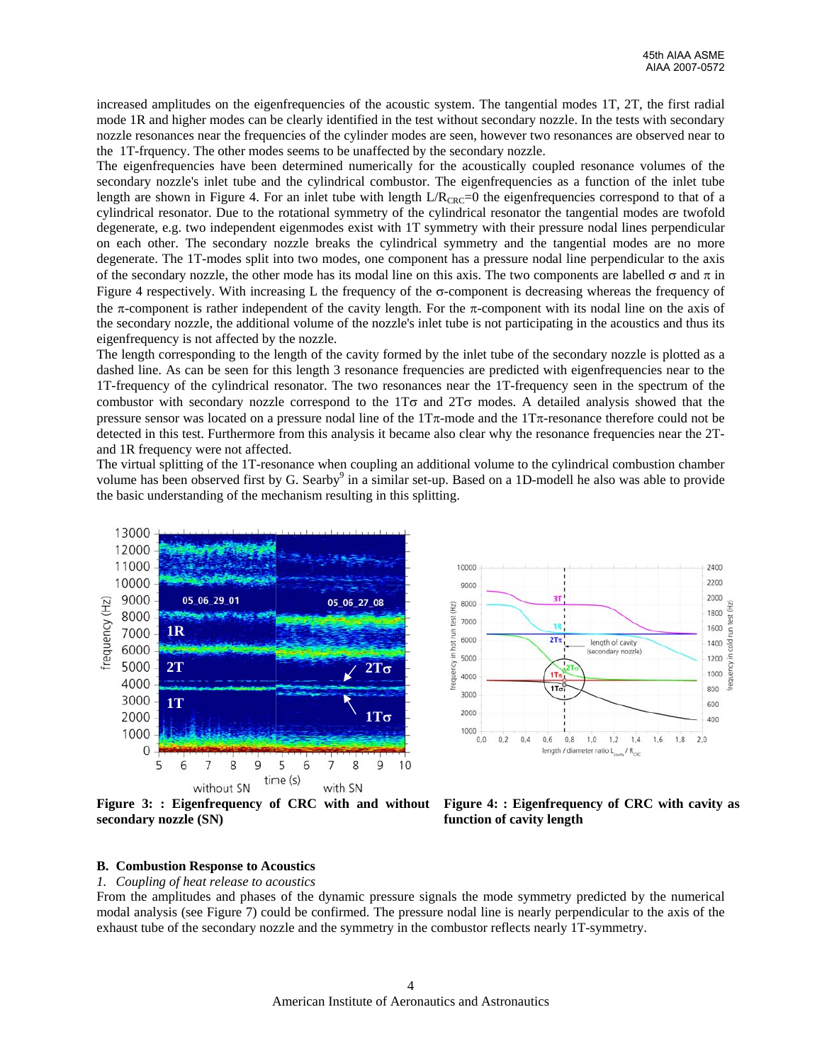increased amplitudes on the eigenfrequencies of the acoustic system. The tangential modes 1T, 2T, the first radial mode 1R and higher modes can be clearly identified in the test without secondary nozzle. In the tests with secondary nozzle resonances near the frequencies of the cylinder modes are seen, however two resonances are observed near to the 1T-frquency. The other modes seems to be unaffected by the secondary nozzle.

The eigenfrequencies have been determined numerically for the acoustically coupled resonance volumes of the secondary nozzle's inlet tube and the cylindrical combustor. The eigenfrequencies as a function of the inlet tube length are shown in Figure 4. For an inlet tube with length $L/R_{CRC}=0$ the eigenfrequencies correspond to that of a cylindrical resonator. Due to the rotational symmetry of the cylindrical resonator the tangential modes are twofold degenerate, e.g. two independent eigenmodes exist with 1T symmetry with their pressure nodal lines perpendicular on each other. The secondary nozzle breaks the cylindrical symmetry and the tangential modes are no more degenerate. The 1T-modes split into two modes, one component has a pressure nodal line perpendicular to the axis of the secondary nozzle, the other mode has its modal line on this axis. The two components are labelled $\sigma$ and $\pi$ in Figure 4 respectively. With increasing L the frequency of the $\sigma$-component is decreasing whereas the frequency of the $\pi$-component is rather independent of the cavity length. For the $\pi$-component with its nodal line on the axis of the secondary nozzle, the additional volume of the nozzle's inlet tube is not participating in the acoustics and thus its eigenfrequency is not affected by the nozzle.

The length corresponding to the length of the cavity formed by the inlet tube of the secondary nozzle is plotted as a dashed line. As can be seen for this length 3 resonance frequencies are predicted with eigenfrequencies near to the 1T-frequency of the cylindrical resonator. The two resonances near the 1T-frequency seen in the spectrum of the combustor with secondary nozzle correspond to the 1T$\sigma$ and 2T$\sigma$ modes. A detailed analysis showed that the pressure sensor was located on a pressure nodal line of the 1T$\pi$-mode and the 1T$\pi$-resonance therefore could not be detected in this test. Furthermore from this analysis it became also clear why the resonance frequencies near the 2T- and 1R frequency were not affected.

The virtual splitting of the 1T-resonance when coupling an additional volume to the cylindrical combustion chamber volume has been observed first by G. Searby[9] in a similar set-up. Based on a 1D-modell he also was able to provide the basic understanding of the mechanism resulting in this splitting.

**Figure 3: : Eigenfrequency of CRC with and without secondary nozzle (SN)**

**Figure 4: : Eigenfrequency of CRC with cavity as function of cavity length**

### B. Combustion Response to Acoustics

*1. Coupling of heat release to acoustics*

From the amplitudes and phases of the dynamic pressure signals the mode symmetry predicted by the numerical modal analysis (see Figure 7) could be confirmed. The pressure nodal line is nearly perpendicular to the axis of the exhaust tube of the secondary nozzle and the symmetry in the combustor reflects nearly 1T-symmetry.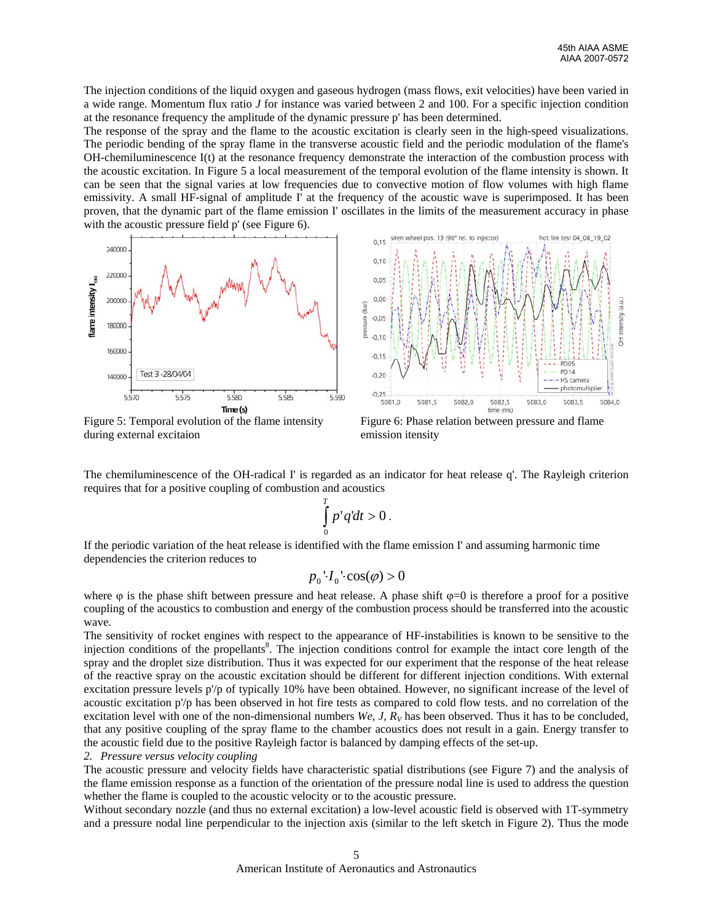The injection conditions of the liquid oxygen and gaseous hydrogen (mass flows, exit velocities) have been varied in a wide range. Momentum flux ratio *J* for instance was varied between 2 and 100. For a specific injection condition at the resonance frequency the amplitude of the dynamic pressure p' has been determined.

The response of the spray and the flame to the acoustic excitation is clearly seen in the high-speed visualizations. The periodic bending of the spray flame in the transverse acoustic field and the periodic modulation of the flame's OH-chemiluminescence I(t) at the resonance frequency demonstrate the interaction of the combustion process with the acoustic excitation. In Figure 5 a local measurement of the temporal evolution of the flame intensity is shown. It can be seen that the signal varies at low frequencies due to convective motion of flow volumes with high flame emissivity. A small HF-signal of amplitude I' at the frequency of the acoustic wave is superimposed. It has been proven, that the dynamic part of the flame emission I' oscillates in the limits of the measurement accuracy in phase with the acoustic pressure field p' (see Figure 6).

Figure 5: Temporal evolution of the flame intensity during external excitaion

Figure 6: Phase relation between pressure and flame emission itensity

The chemiluminescence of the OH-radical I' is regarded as an indicator for heat release q'. The Rayleigh criterion requires that for a positive coupling of combustion and acoustics

$$\int_0^T p'q'dt > 0 .$$

If the periodic variation of the heat release is identified with the flame emission I' and assuming harmonic time dependencies the criterion reduces to

$$p_0' \cdot I_0' \cdot \cos(\varphi) > 0$$

where φ is the phase shift between pressure and heat release. A phase shift φ=0 is therefore a proof for a positive coupling of the acoustics to combustion and energy of the combustion process should be transferred into the acoustic wave.

The sensitivity of rocket engines with respect to the appearance of HF-instabilities is known to be sensitive to the injection conditions of the propellants[8]. The injection conditions control for example the intact core length of the spray and the droplet size distribution. Thus it was expected for our experiment that the response of the heat release of the reactive spray on the acoustic excitation should be different for different injection conditions. With external excitation pressure levels p'/p of typically 10% have been obtained. However, no significant increase of the level of acoustic excitation p'/p has been observed in hot fire tests as compared to cold flow tests. and no correlation of the excitation level with one of the non-dimensional numbers *We, J,* $R_V$ has been observed. Thus it has to be concluded, that any positive coupling of the spray flame to the chamber acoustics does not result in a gain. Energy transfer to the acoustic field due to the positive Rayleigh factor is balanced by damping effects of the set-up.

*2. Pressure versus velocity coupling*

The acoustic pressure and velocity fields have characteristic spatial distributions (see Figure 7) and the analysis of the flame emission response as a function of the orientation of the pressure nodal line is used to address the question whether the flame is coupled to the acoustic velocity or to the acoustic pressure.

Without secondary nozzle (and thus no external excitation) a low-level acoustic field is observed with 1T-symmetry and a pressure nodal line perpendicular to the injection axis (similar to the left sketch in Figure 2). Thus the mode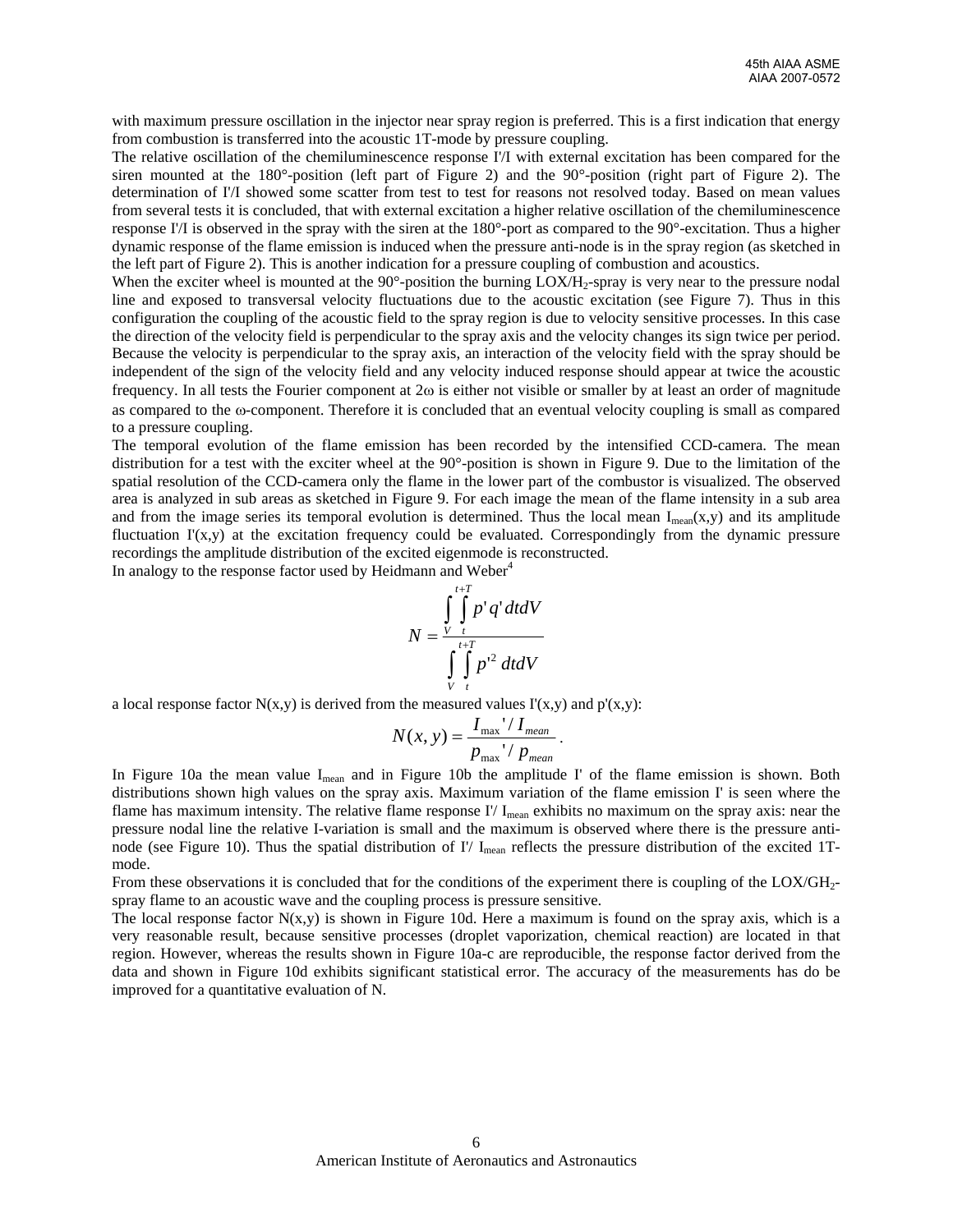with maximum pressure oscillation in the injector near spray region is preferred. This is a first indication that energy from combustion is transferred into the acoustic 1T-mode by pressure coupling.

The relative oscillation of the chemiluminescence response I'/I with external excitation has been compared for the siren mounted at the 180°-position (left part of Figure 2) and the 90°-position (right part of Figure 2). The determination of I'/I showed some scatter from test to test for reasons not resolved today. Based on mean values from several tests it is concluded, that with external excitation a higher relative oscillation of the chemiluminescence response I'/I is observed in the spray with the siren at the 180°-port as compared to the 90°-excitation. Thus a higher dynamic response of the flame emission is induced when the pressure anti-node is in the spray region (as sketched in the left part of Figure 2). This is another indication for a pressure coupling of combustion and acoustics.

When the exciter wheel is mounted at the 90°-position the burning $LOX/H_2$-spray is very near to the pressure nodal line and exposed to transversal velocity fluctuations due to the acoustic excitation (see Figure 7). Thus in this configuration the coupling of the acoustic field to the spray region is due to velocity sensitive processes. In this case the direction of the velocity field is perpendicular to the spray axis and the velocity changes its sign twice per period. Because the velocity is perpendicular to the spray axis, an interaction of the velocity field with the spray should be independent of the sign of the velocity field and any velocity induced response should appear at twice the acoustic frequency. In all tests the Fourier component at $2\omega$ is either not visible or smaller by at least an order of magnitude as compared to the $\omega$-component. Therefore it is concluded that an eventual velocity coupling is small as compared to a pressure coupling.

The temporal evolution of the flame emission has been recorded by the intensified CCD-camera. The mean distribution for a test with the exciter wheel at the 90°-position is shown in Figure 9. Due to the limitation of the spatial resolution of the CCD-camera only the flame in the lower part of the combustor is visualized. The observed area is analyzed in sub areas as sketched in Figure 9. For each image the mean of the flame intensity in a sub area and from the image series its temporal evolution is determined. Thus the local mean $I_{mean}(x,y)$ and its amplitude fluctuation $I'(x,y)$ at the excitation frequency could be evaluated. Correspondingly from the dynamic pressure recordings the amplitude distribution of the excited eigenmode is reconstructed.

In analogy to the response factor used by Heidmann and Weber[4]

$$N = \frac{\int\limits_V \int\limits_t^{t+T} p' q' \, dt dV}{\int\limits_V \int\limits_t^{t+T} p'^2 \, dt dV}$$

a local response factor $N(x,y)$ is derived from the measured values $I'(x,y)$ and $p'(x,y)$:

$$N(x,y) = \frac{I_{\max}' / I_{mean}}{p_{\max}' / p_{mean}} .$$

In Figure 10a the mean value $I_{mean}$ and in Figure 10b the amplitude I' of the flame emission is shown. Both distributions shown high values on the spray axis. Maximum variation of the flame emission I' is seen where the flame has maximum intensity. The relative flame response $I'/I_{mean}$ exhibits no maximum on the spray axis: near the pressure nodal line the relative I-variation is small and the maximum is observed where there is the pressure anti-node (see Figure 10). Thus the spatial distribution of $I'/I_{mean}$ reflects the pressure distribution of the excited 1T-mode.

From these observations it is concluded that for the conditions of the experiment there is coupling of the $LOX/GH_2$-spray flame to an acoustic wave and the coupling process is pressure sensitive.

The local response factor $N(x,y)$ is shown in Figure 10d. Here a maximum is found on the spray axis, which is a very reasonable result, because sensitive processes (droplet vaporization, chemical reaction) are located in that region. However, whereas the results shown in Figure 10a-c are reproducible, the response factor derived from the data and shown in Figure 10d exhibits significant statistical error. The accuracy of the measurements has do be improved for a quantitative evaluation of N.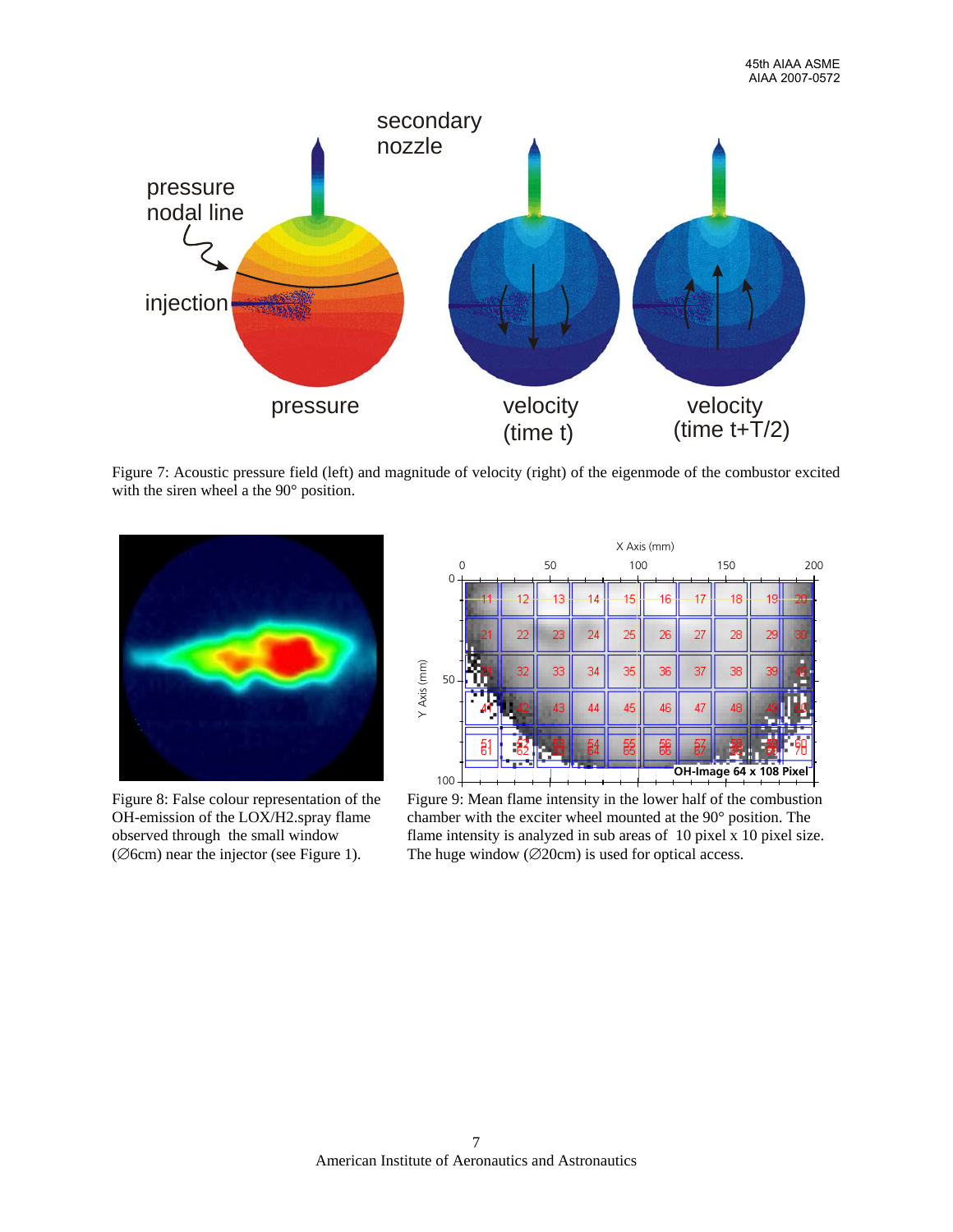Figure 7: Acoustic pressure field (left) and magnitude of velocity (right) of the eigenmode of the combustor excited with the siren wheel a the 90° position.

Figure 8: False colour representation of the OH-emission of the LOX/H2.spray flame observed through the small window (∅6cm) near the injector (see Figure 1).

Figure 9: Mean flame intensity in the lower half of the combustion chamber with the exciter wheel mounted at the 90° position. The flame intensity is analyzed in sub areas of 10 pixel x 10 pixel size. The huge window (∅20cm) is used for optical access.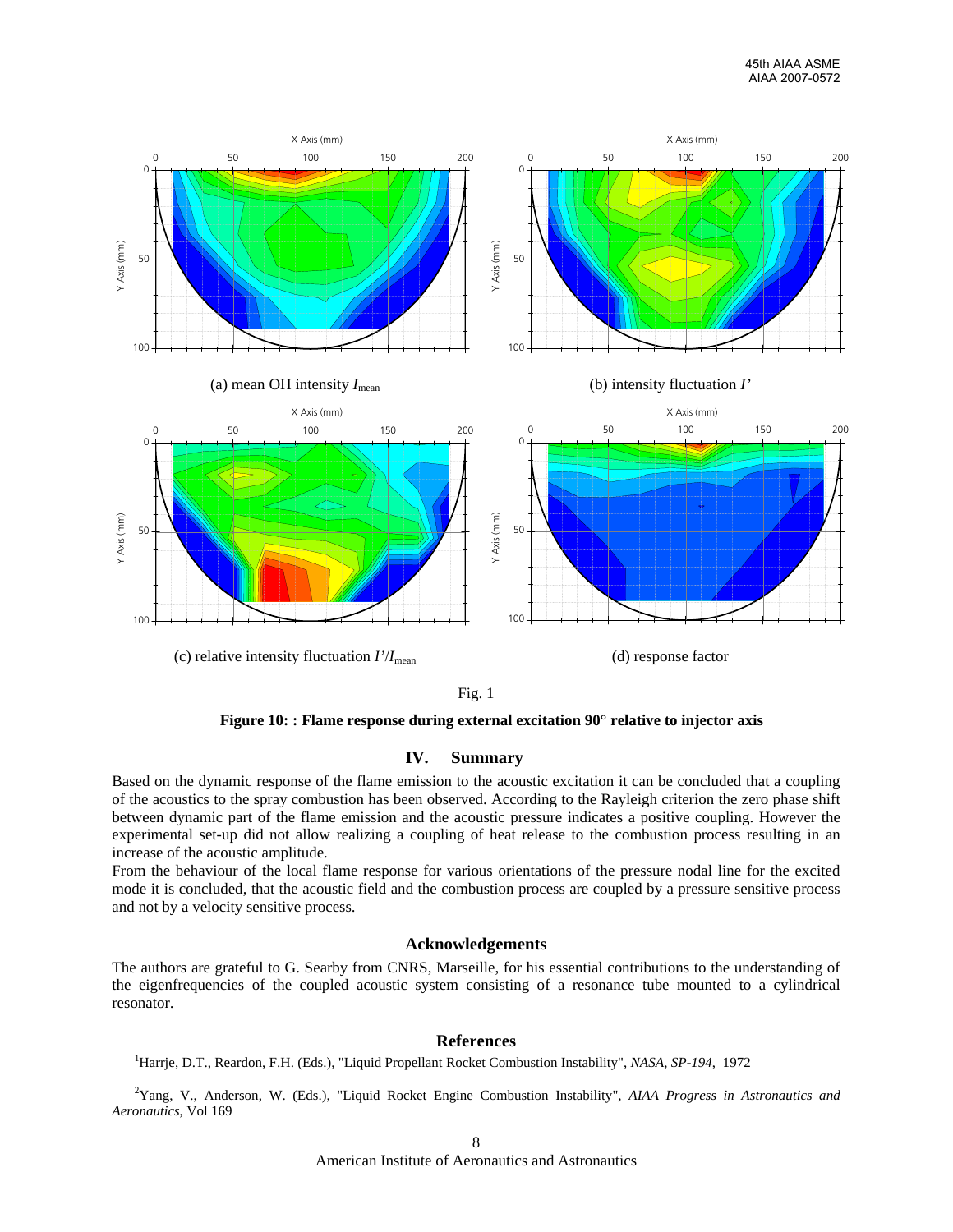(a) mean OH intensity $I_{\text{mean}}$

(b) intensity fluctuation $I'$

(c) relative intensity fluctuation $I'/I_{\text{mean}}$

(d) response factor

Fig. 1

**Figure 10: : Flame response during external excitation 90° relative to injector axis**

## IV. Summary

Based on the dynamic response of the flame emission to the acoustic excitation it can be concluded that a coupling of the acoustics to the spray combustion has been observed. According to the Rayleigh criterion the zero phase shift between dynamic part of the flame emission and the acoustic pressure indicates a positive coupling. However the experimental set-up did not allow realizing a coupling of heat release to the combustion process resulting in an increase of the acoustic amplitude.

From the behaviour of the local flame response for various orientations of the pressure nodal line for the excited mode it is concluded, that the acoustic field and the combustion process are coupled by a pressure sensitive process and not by a velocity sensitive process.

## Acknowledgements

The authors are grateful to G. Searby from CNRS, Marseille, for his essential contributions to the understanding of the eigenfrequencies of the coupled acoustic system consisting of a resonance tube mounted to a cylindrical resonator.

## References

[1]Harrje, D.T., Reardon, F.H. (Eds.), "Liquid Propellant Rocket Combustion Instability", *NASA, SP-194*, 1972

[2]Yang, V., Anderson, W. (Eds.), "Liquid Rocket Engine Combustion Instability", *AIAA Progress in Astronautics and Aeronautics*, Vol 169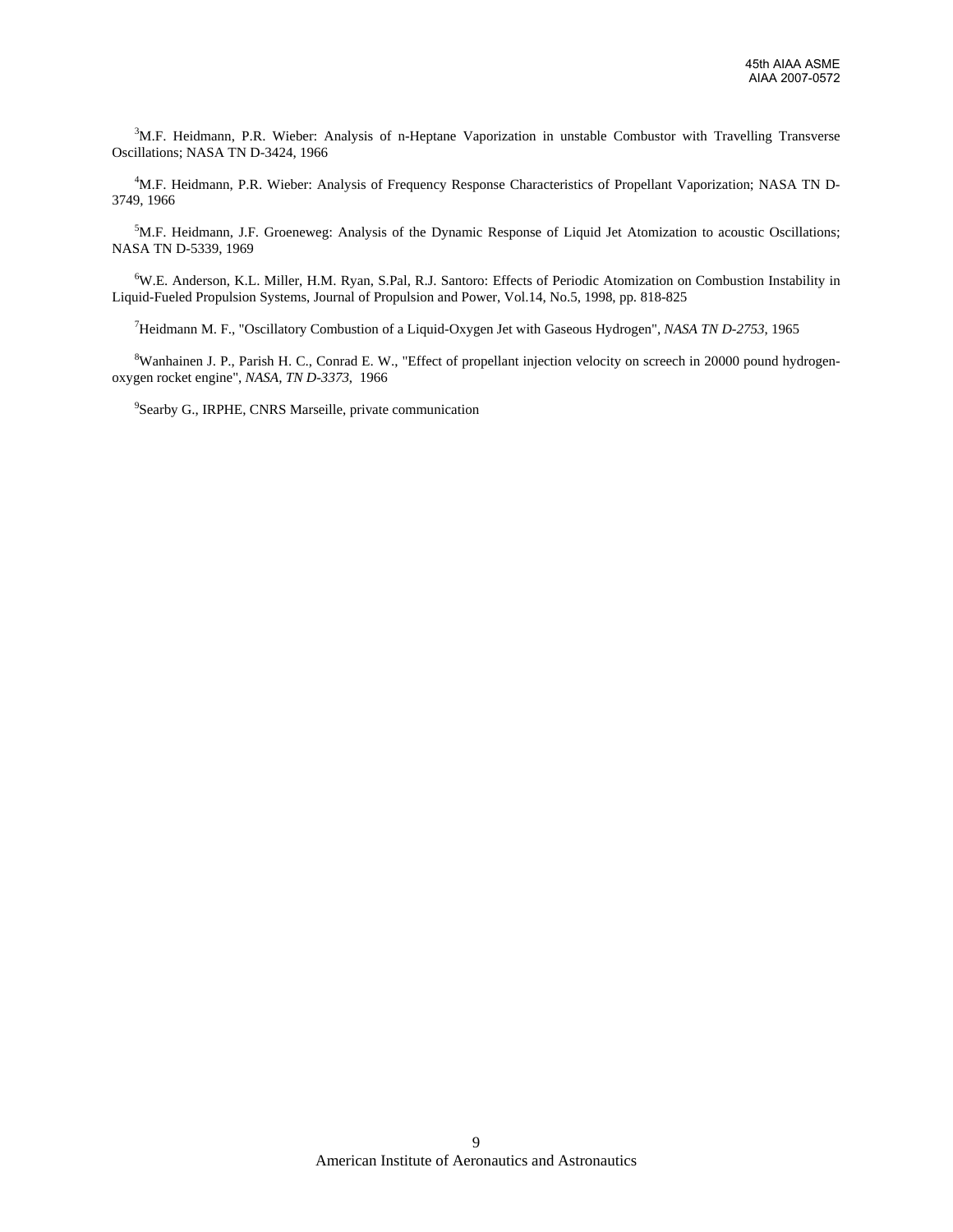[3]M.F. Heidmann, P.R. Wieber: Analysis of n-Heptane Vaporization in unstable Combustor with Travelling Transverse Oscillations; NASA TN D-3424, 1966

[4]M.F. Heidmann, P.R. Wieber: Analysis of Frequency Response Characteristics of Propellant Vaporization; NASA TN D-3749, 1966

[5]M.F. Heidmann, J.F. Groeneweg: Analysis of the Dynamic Response of Liquid Jet Atomization to acoustic Oscillations; NASA TN D-5339, 1969

[6]W.E. Anderson, K.L. Miller, H.M. Ryan, S.Pal, R.J. Santoro: Effects of Periodic Atomization on Combustion Instability in Liquid-Fueled Propulsion Systems, Journal of Propulsion and Power, Vol.14, No.5, 1998, pp. 818-825

[7]Heidmann M. F., "Oscillatory Combustion of a Liquid-Oxygen Jet with Gaseous Hydrogen", *NASA TN D-2753*, 1965

[8]Wanhainen J. P., Parish H. C., Conrad E. W., "Effect of propellant injection velocity on screech in 20000 pound hydrogen-oxygen rocket engine", *NASA, TN D-3373*, 1966

[9]Searby G., IRPHE, CNRS Marseille, private communication